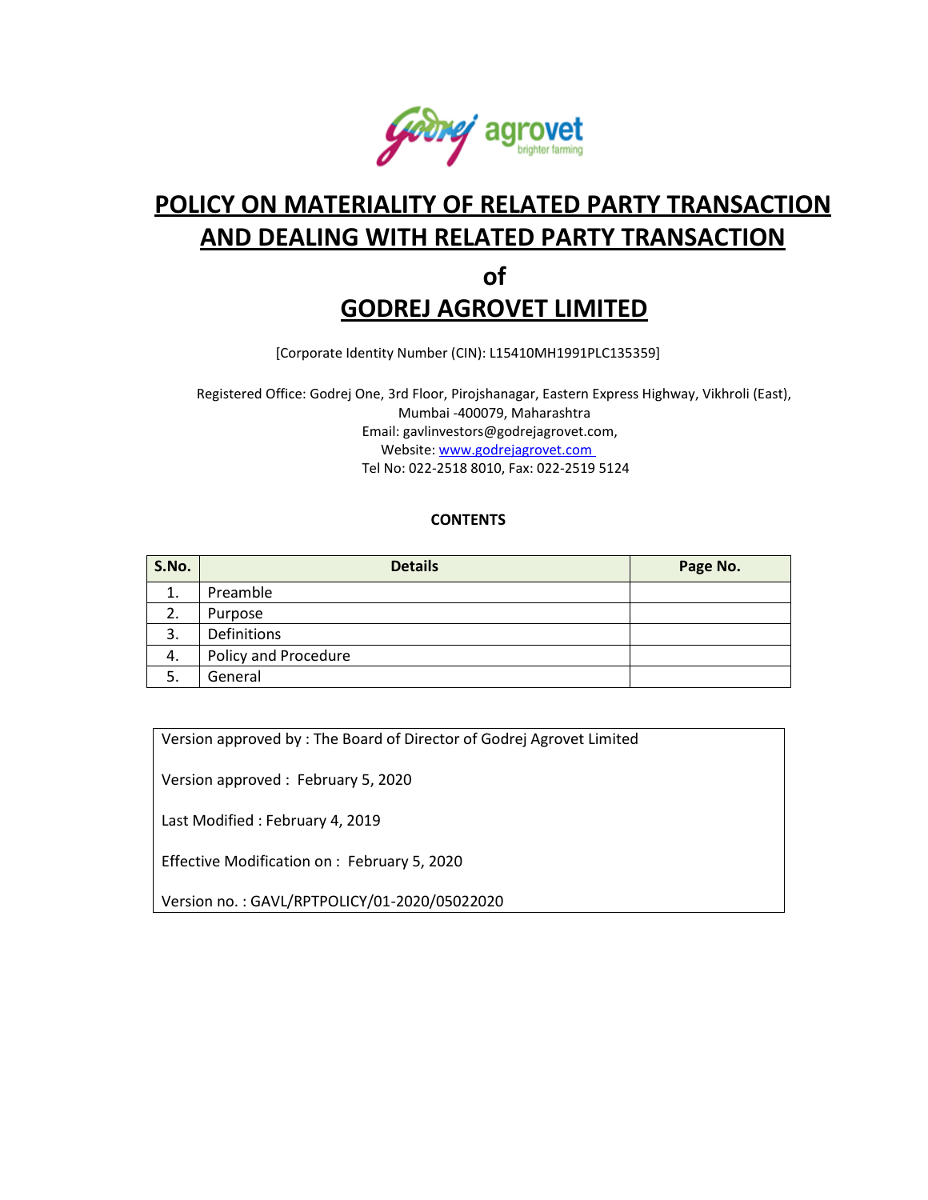# POLICY ON MATERIALITY OF RELATED PARTY TRANSACTION AND DEALING WITH RELATED PARTY TRANSACTION

## of

# GODREJ AGROVET LIMITED

[Corporate Identity Number (CIN): L15410MH1991PLC135359]

Registered Office: Godrej One, 3rd Floor, Pirojshanagar, Eastern Express Highway, Vikhroli (East), Mumbai -400079, Maharashtra
Email: gavlinvestors@godrejagrovet.com,
Website: www.godrejagrovet.com
Tel No: 022-2518 8010, Fax: 022-2519 5124

**CONTENTS**

| S.No. | Details | Page No. |
|---|---|---|
| 1. | Preamble | |
| 2. | Purpose | |
| 3. | Definitions | |
| 4. | Policy and Procedure | |
| 5. | General | |

Version approved by : The Board of Director of Godrej Agrovet Limited

Version approved : February 5, 2020

Last Modified : February 4, 2019

Effective Modification on : February 5, 2020

Version no. : GAVL/RPTPOLICY/01-2020/05022020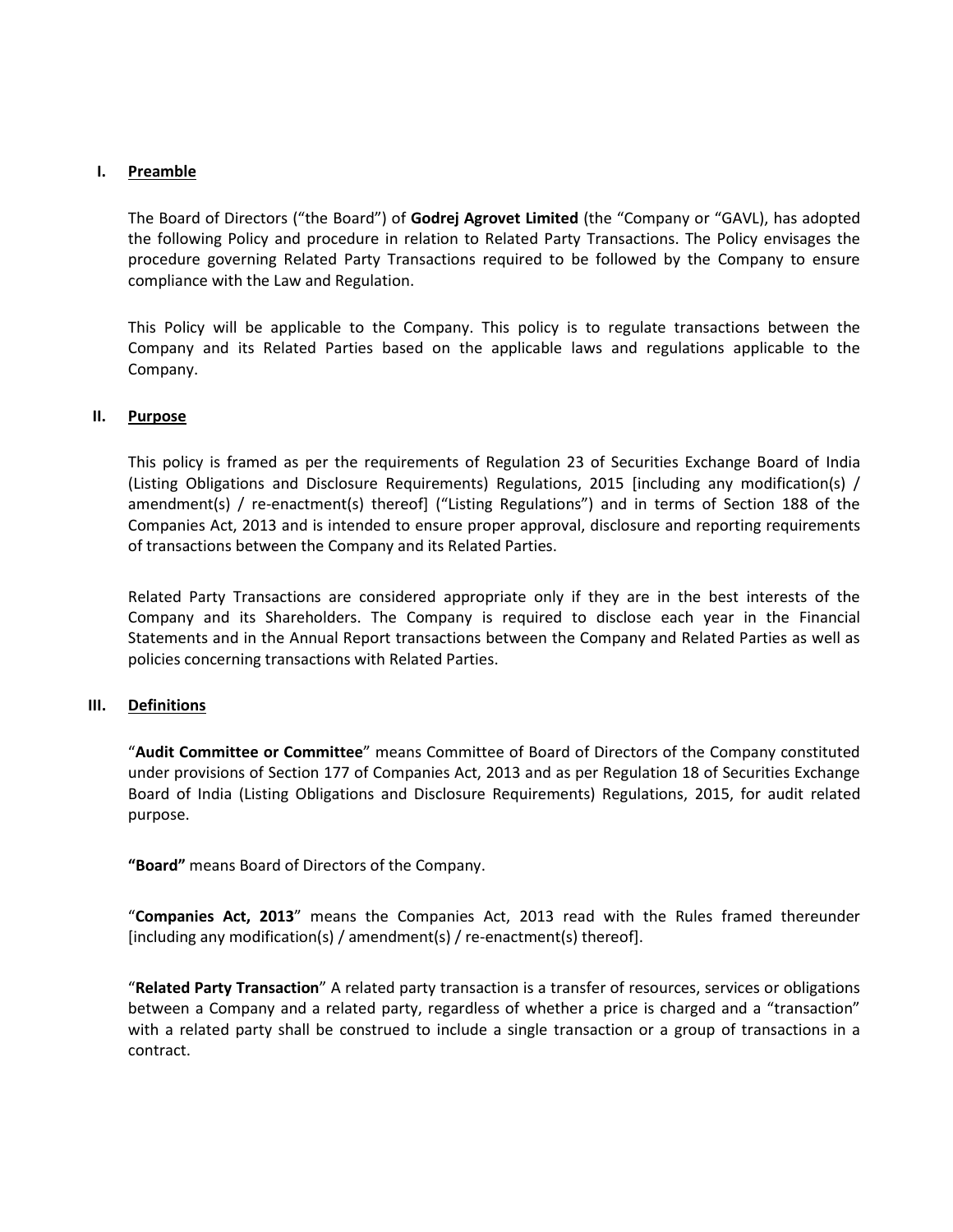## I. Preamble

The Board of Directors ("the Board") of **Godrej Agrovet Limited** (the "Company or "GAVL), has adopted the following Policy and procedure in relation to Related Party Transactions. The Policy envisages the procedure governing Related Party Transactions required to be followed by the Company to ensure compliance with the Law and Regulation.

This Policy will be applicable to the Company. This policy is to regulate transactions between the Company and its Related Parties based on the applicable laws and regulations applicable to the Company.

## II. Purpose

This policy is framed as per the requirements of Regulation 23 of Securities Exchange Board of India (Listing Obligations and Disclosure Requirements) Regulations, 2015 [including any modification(s) / amendment(s) / re-enactment(s) thereof] ("Listing Regulations") and in terms of Section 188 of the Companies Act, 2013 and is intended to ensure proper approval, disclosure and reporting requirements of transactions between the Company and its Related Parties.

Related Party Transactions are considered appropriate only if they are in the best interests of the Company and its Shareholders. The Company is required to disclose each year in the Financial Statements and in the Annual Report transactions between the Company and Related Parties as well as policies concerning transactions with Related Parties.

## III. Definitions

"**Audit Committee or Committee**" means Committee of Board of Directors of the Company constituted under provisions of Section 177 of Companies Act, 2013 and as per Regulation 18 of Securities Exchange Board of India (Listing Obligations and Disclosure Requirements) Regulations, 2015, for audit related purpose.

**"Board"** means Board of Directors of the Company.

"**Companies Act, 2013**" means the Companies Act, 2013 read with the Rules framed thereunder [including any modification(s) / amendment(s) / re-enactment(s) thereof].

"**Related Party Transaction**" A related party transaction is a transfer of resources, services or obligations between a Company and a related party, regardless of whether a price is charged and a "transaction" with a related party shall be construed to include a single transaction or a group of transactions in a contract.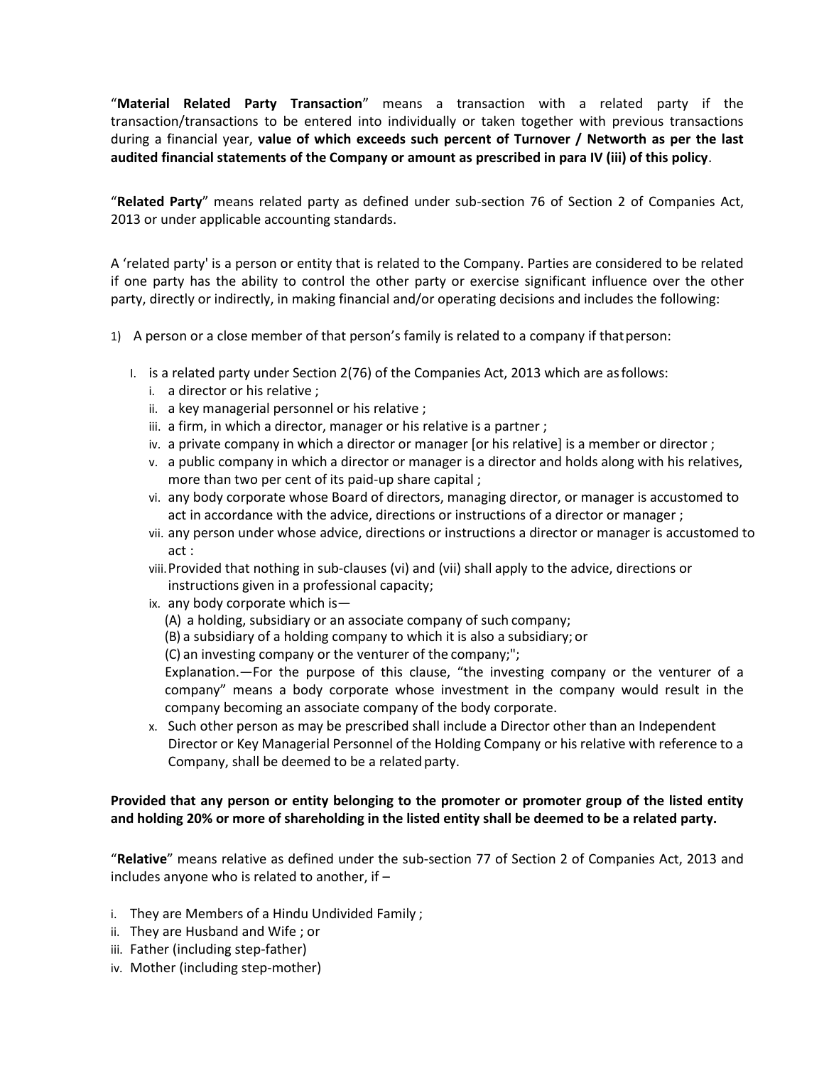"**Material Related Party Transaction**" means a transaction with a related party if the transaction/transactions to be entered into individually or taken together with previous transactions during a financial year, **value of which exceeds such percent of Turnover / Networth as per the last audited financial statements of the Company or amount as prescribed in para IV (iii) of this policy**.

"**Related Party**" means related party as defined under sub-section 76 of Section 2 of Companies Act, 2013 or under applicable accounting standards.

A 'related party' is a person or entity that is related to the Company. Parties are considered to be related if one party has the ability to control the other party or exercise significant influence over the other party, directly or indirectly, in making financial and/or operating decisions and includes the following:

1) A person or a close member of that person's family is related to a company if that person:

   I. is a related party under Section 2(76) of the Companies Act, 2013 which are as follows:
      i. a director or his relative ;
      ii. a key managerial personnel or his relative ;
      iii. a firm, in which a director, manager or his relative is a partner ;
      iv. a private company in which a director or manager [or his relative] is a member or director ;
      v. a public company in which a director or manager is a director and holds along with his relatives, more than two per cent of its paid-up share capital ;
      vi. any body corporate whose Board of directors, managing director, or manager is accustomed to act in accordance with the advice, directions or instructions of a director or manager ;
      vii. any person under whose advice, directions or instructions a director or manager is accustomed to act :
      viii. Provided that nothing in sub-clauses (vi) and (vii) shall apply to the advice, directions or instructions given in a professional capacity;
      ix. any body corporate which is—
         (A) a holding, subsidiary or an associate company of such company;
         (B) a subsidiary of a holding company to which it is also a subsidiary; or
         (C) an investing company or the venturer of the company;";
         Explanation.—For the purpose of this clause, "the investing company or the venturer of a company" means a body corporate whose investment in the company would result in the company becoming an associate company of the body corporate.
      x. Such other person as may be prescribed shall include a Director other than an Independent Director or Key Managerial Personnel of the Holding Company or his relative with reference to a Company, shall be deemed to be a related party.

**Provided that any person or entity belonging to the promoter or promoter group of the listed entity and holding 20% or more of shareholding in the listed entity shall be deemed to be a related party.**

"**Relative**" means relative as defined under the sub-section 77 of Section 2 of Companies Act, 2013 and includes anyone who is related to another, if –

i. They are Members of a Hindu Undivided Family ;
ii. They are Husband and Wife ; or
iii. Father (including step-father)
iv. Mother (including step-mother)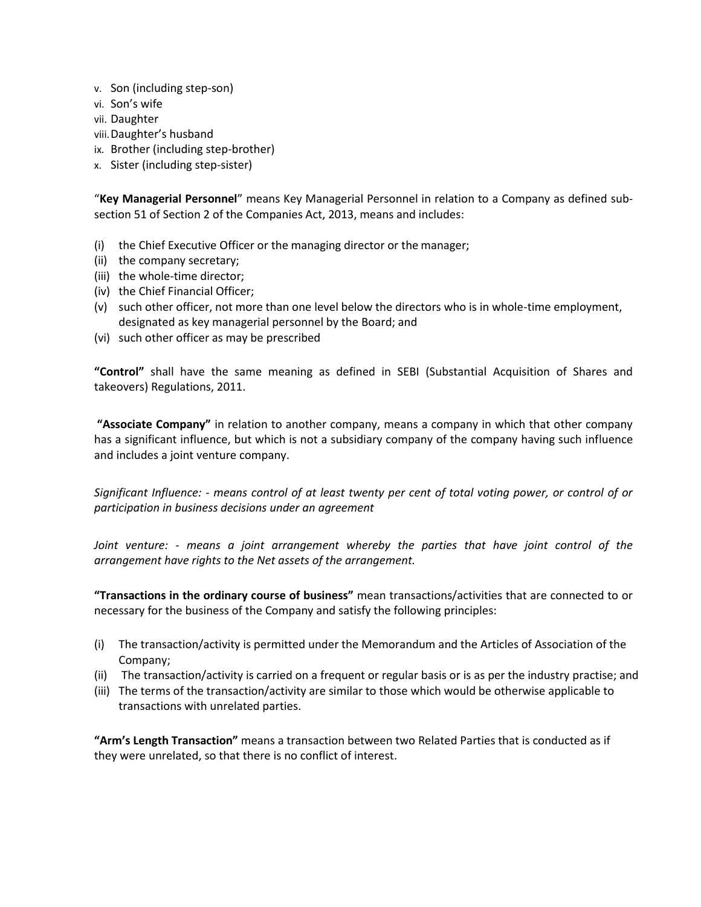v. Son (including step-son)
vi. Son's wife
vii. Daughter
viii. Daughter's husband
ix. Brother (including step-brother)
x. Sister (including step-sister)

"**Key Managerial Personnel**" means Key Managerial Personnel in relation to a Company as defined sub-section 51 of Section 2 of the Companies Act, 2013, means and includes:

(i) the Chief Executive Officer or the managing director or the manager;
(ii) the company secretary;
(iii) the whole-time director;
(iv) the Chief Financial Officer;
(v) such other officer, not more than one level below the directors who is in whole-time employment, designated as key managerial personnel by the Board; and
(vi) such other officer as may be prescribed

**"Control"** shall have the same meaning as defined in SEBI (Substantial Acquisition of Shares and takeovers) Regulations, 2011.

**"Associate Company"** in relation to another company, means a company in which that other company has a significant influence, but which is not a subsidiary company of the company having such influence and includes a joint venture company.

*Significant Influence: - means control of at least twenty per cent of total voting power, or control of or participation in business decisions under an agreement*

*Joint venture: - means a joint arrangement whereby the parties that have joint control of the arrangement have rights to the Net assets of the arrangement.*

**"Transactions in the ordinary course of business"** mean transactions/activities that are connected to or necessary for the business of the Company and satisfy the following principles:

(i) The transaction/activity is permitted under the Memorandum and the Articles of Association of the Company;
(ii) The transaction/activity is carried on a frequent or regular basis or is as per the industry practise; and
(iii) The terms of the transaction/activity are similar to those which would be otherwise applicable to transactions with unrelated parties.

**"Arm's Length Transaction"** means a transaction between two Related Parties that is conducted as if they were unrelated, so that there is no conflict of interest.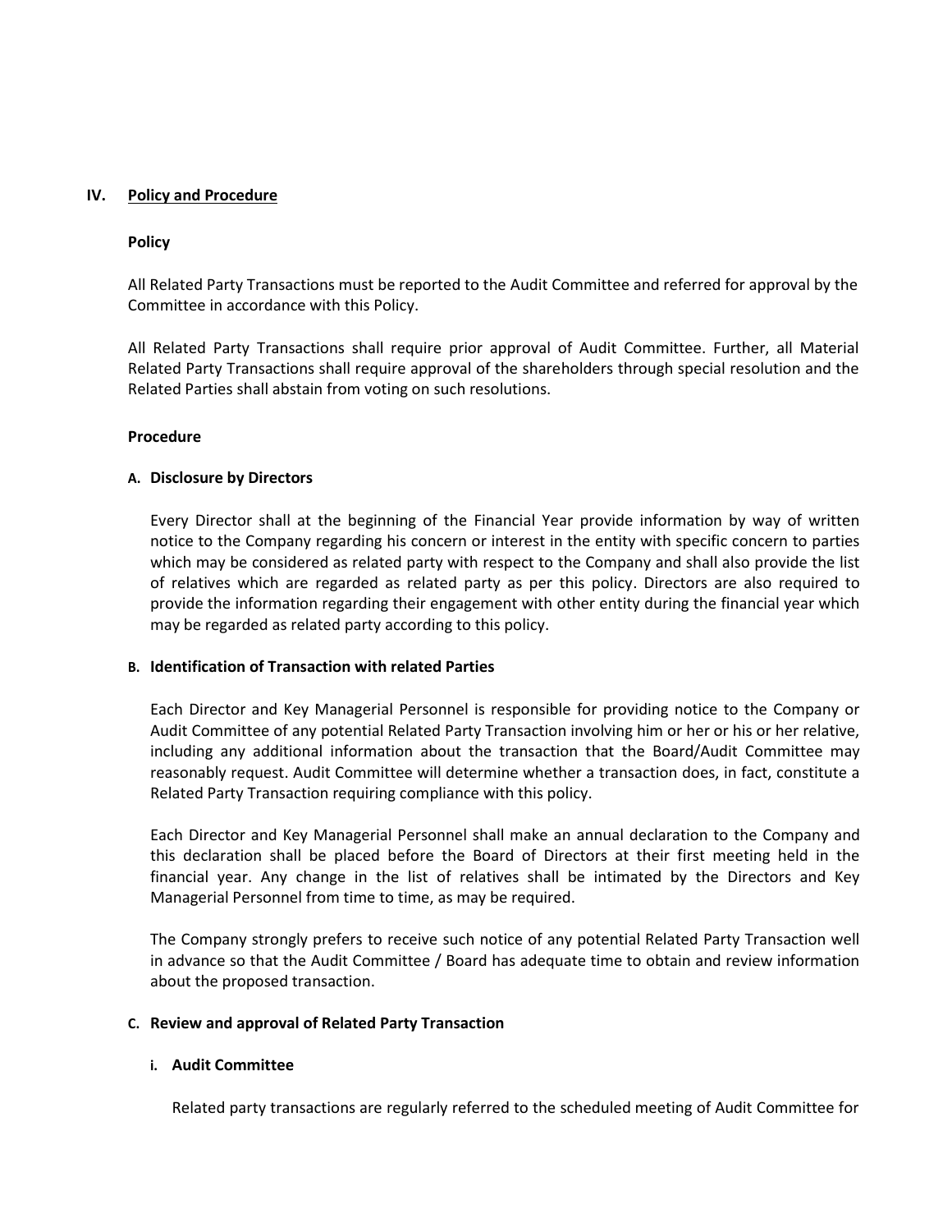## IV. Policy and Procedure

### Policy

All Related Party Transactions must be reported to the Audit Committee and referred for approval by the Committee in accordance with this Policy.

All Related Party Transactions shall require prior approval of Audit Committee. Further, all Material Related Party Transactions shall require approval of the shareholders through special resolution and the Related Parties shall abstain from voting on such resolutions.

### Procedure

#### A. Disclosure by Directors

Every Director shall at the beginning of the Financial Year provide information by way of written notice to the Company regarding his concern or interest in the entity with specific concern to parties which may be considered as related party with respect to the Company and shall also provide the list of relatives which are regarded as related party as per this policy. Directors are also required to provide the information regarding their engagement with other entity during the financial year which may be regarded as related party according to this policy.

#### B. Identification of Transaction with related Parties

Each Director and Key Managerial Personnel is responsible for providing notice to the Company or Audit Committee of any potential Related Party Transaction involving him or her or his or her relative, including any additional information about the transaction that the Board/Audit Committee may reasonably request. Audit Committee will determine whether a transaction does, in fact, constitute a Related Party Transaction requiring compliance with this policy.

Each Director and Key Managerial Personnel shall make an annual declaration to the Company and this declaration shall be placed before the Board of Directors at their first meeting held in the financial year. Any change in the list of relatives shall be intimated by the Directors and Key Managerial Personnel from time to time, as may be required.

The Company strongly prefers to receive such notice of any potential Related Party Transaction well in advance so that the Audit Committee / Board has adequate time to obtain and review information about the proposed transaction.

#### C. Review and approval of Related Party Transaction

##### i. Audit Committee

Related party transactions are regularly referred to the scheduled meeting of Audit Committee for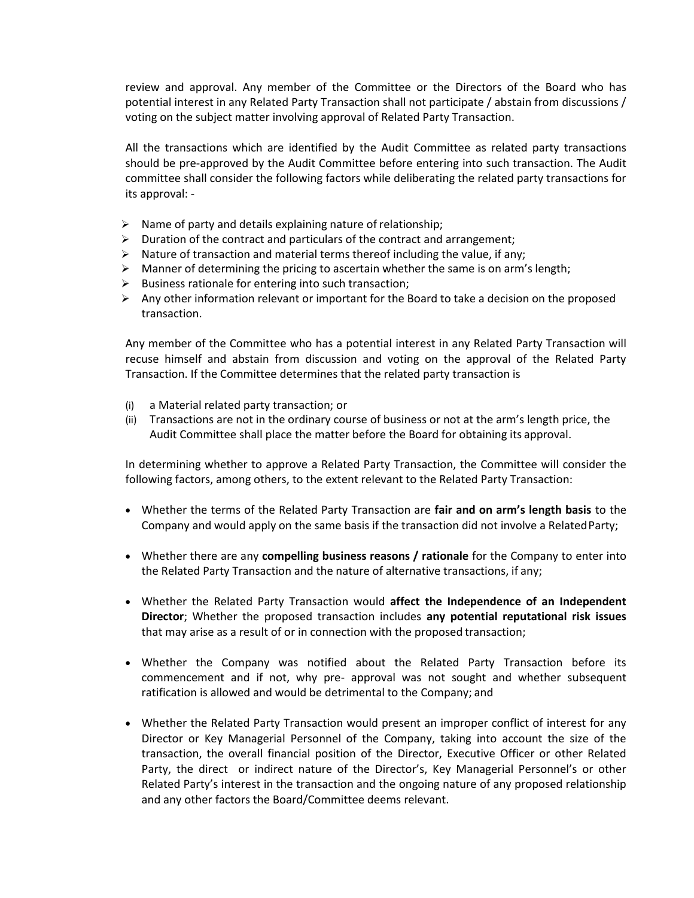review and approval. Any member of the Committee or the Directors of the Board who has potential interest in any Related Party Transaction shall not participate / abstain from discussions / voting on the subject matter involving approval of Related Party Transaction.

All the transactions which are identified by the Audit Committee as related party transactions should be pre-approved by the Audit Committee before entering into such transaction. The Audit committee shall consider the following factors while deliberating the related party transactions for its approval: -

- Name of party and details explaining nature of relationship;
- Duration of the contract and particulars of the contract and arrangement;
- Nature of transaction and material terms thereof including the value, if any;
- Manner of determining the pricing to ascertain whether the same is on arm's length;
- Business rationale for entering into such transaction;
- Any other information relevant or important for the Board to take a decision on the proposed transaction.

Any member of the Committee who has a potential interest in any Related Party Transaction will recuse himself and abstain from discussion and voting on the approval of the Related Party Transaction. If the Committee determines that the related party transaction is

(i) a Material related party transaction; or
(ii) Transactions are not in the ordinary course of business or not at the arm's length price, the Audit Committee shall place the matter before the Board for obtaining its approval.

In determining whether to approve a Related Party Transaction, the Committee will consider the following factors, among others, to the extent relevant to the Related Party Transaction:

- Whether the terms of the Related Party Transaction are **fair and on arm's length basis** to the Company and would apply on the same basis if the transaction did not involve a Related Party;

- Whether there are any **compelling business reasons / rationale** for the Company to enter into the Related Party Transaction and the nature of alternative transactions, if any;

- Whether the Related Party Transaction would **affect the Independence of an Independent Director**; Whether the proposed transaction includes **any potential reputational risk issues** that may arise as a result of or in connection with the proposed transaction;

- Whether the Company was notified about the Related Party Transaction before its commencement and if not, why pre- approval was not sought and whether subsequent ratification is allowed and would be detrimental to the Company; and

- Whether the Related Party Transaction would present an improper conflict of interest for any Director or Key Managerial Personnel of the Company, taking into account the size of the transaction, the overall financial position of the Director, Executive Officer or other Related Party, the direct or indirect nature of the Director's, Key Managerial Personnel's or other Related Party's interest in the transaction and the ongoing nature of any proposed relationship and any other factors the Board/Committee deems relevant.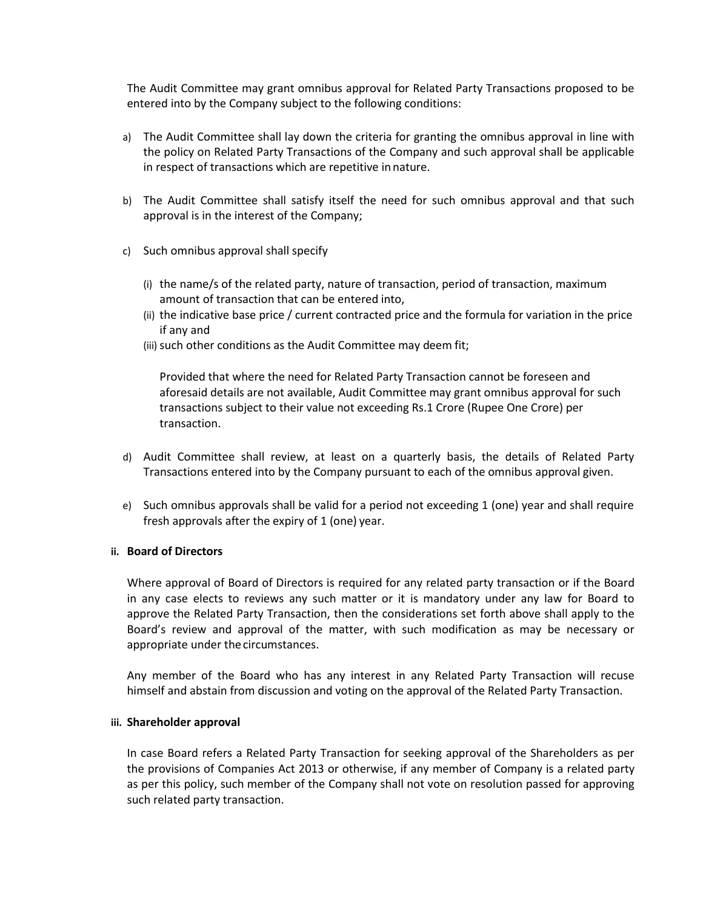The Audit Committee may grant omnibus approval for Related Party Transactions proposed to be entered into by the Company subject to the following conditions:

a) The Audit Committee shall lay down the criteria for granting the omnibus approval in line with the policy on Related Party Transactions of the Company and such approval shall be applicable in respect of transactions which are repetitive in nature.

b) The Audit Committee shall satisfy itself the need for such omnibus approval and that such approval is in the interest of the Company;

c) Such omnibus approval shall specify

   (i) the name/s of the related party, nature of transaction, period of transaction, maximum amount of transaction that can be entered into,
   (ii) the indicative base price / current contracted price and the formula for variation in the price if any and
   (iii) such other conditions as the Audit Committee may deem fit;

   Provided that where the need for Related Party Transaction cannot be foreseen and aforesaid details are not available, Audit Committee may grant omnibus approval for such transactions subject to their value not exceeding Rs.1 Crore (Rupee One Crore) per transaction.

d) Audit Committee shall review, at least on a quarterly basis, the details of Related Party Transactions entered into by the Company pursuant to each of the omnibus approval given.

e) Such omnibus approvals shall be valid for a period not exceeding 1 (one) year and shall require fresh approvals after the expiry of 1 (one) year.

**ii. Board of Directors**

Where approval of Board of Directors is required for any related party transaction or if the Board in any case elects to reviews any such matter or it is mandatory under any law for Board to approve the Related Party Transaction, then the considerations set forth above shall apply to the Board's review and approval of the matter, with such modification as may be necessary or appropriate under the circumstances.

Any member of the Board who has any interest in any Related Party Transaction will recuse himself and abstain from discussion and voting on the approval of the Related Party Transaction.

**iii. Shareholder approval**

In case Board refers a Related Party Transaction for seeking approval of the Shareholders as per the provisions of Companies Act 2013 or otherwise, if any member of Company is a related party as per this policy, such member of the Company shall not vote on resolution passed for approving such related party transaction.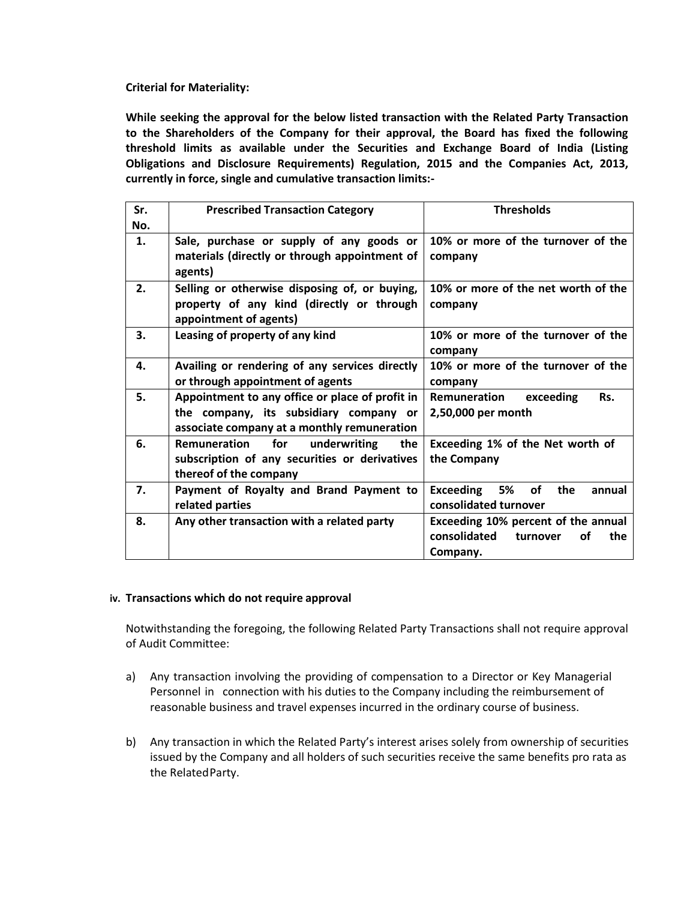**Criterial for Materiality:**

**While seeking the approval for the below listed transaction with the Related Party Transaction to the Shareholders of the Company for their approval, the Board has fixed the following threshold limits as available under the Securities and Exchange Board of India (Listing Obligations and Disclosure Requirements) Regulation, 2015 and the Companies Act, 2013, currently in force, single and cumulative transaction limits:-**

| Sr. No. | Prescribed Transaction Category | Thresholds |
|---|---|---|
| **1.** | **Sale, purchase or supply of any goods or materials (directly or through appointment of agents)** | **10% or more of the turnover of the company** |
| **2.** | **Selling or otherwise disposing of, or buying, property of any kind (directly or through appointment of agents)** | **10% or more of the net worth of the company** |
| **3.** | **Leasing of property of any kind** | **10% or more of the turnover of the company** |
| **4.** | **Availing or rendering of any services directly or through appointment of agents** | **10% or more of the turnover of the company** |
| **5.** | **Appointment to any office or place of profit in the company, its subsidiary company or associate company at a monthly remuneration** | **Remuneration exceeding Rs. 2,50,000 per month** |
| **6.** | **Remuneration for underwriting the subscription of any securities or derivatives thereof of the company** | **Exceeding 1% of the Net worth of the Company** |
| **7.** | **Payment of Royalty and Brand Payment to related parties** | **Exceeding 5% of the annual consolidated turnover** |
| **8.** | **Any other transaction with a related party** | **Exceeding 10% percent of the annual consolidated turnover of the Company.** |

**iv. Transactions which do not require approval**

Notwithstanding the foregoing, the following Related Party Transactions shall not require approval of Audit Committee:

a) Any transaction involving the providing of compensation to a Director or Key Managerial Personnel in connection with his duties to the Company including the reimbursement of reasonable business and travel expenses incurred in the ordinary course of business.

b) Any transaction in which the Related Party's interest arises solely from ownership of securities issued by the Company and all holders of such securities receive the same benefits pro rata as the Related Party.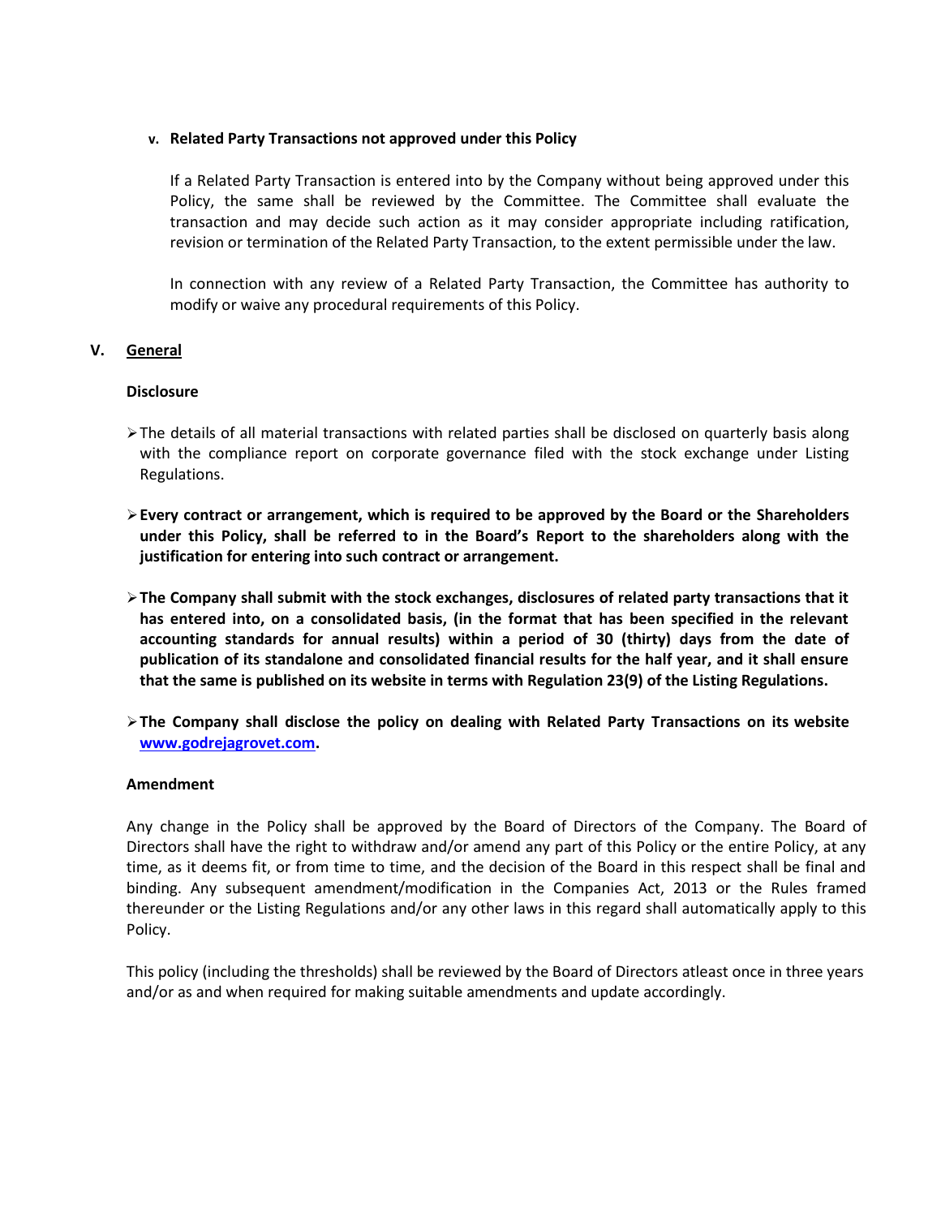#### v. Related Party Transactions not approved under this Policy

If a Related Party Transaction is entered into by the Company without being approved under this Policy, the same shall be reviewed by the Committee. The Committee shall evaluate the transaction and may decide such action as it may consider appropriate including ratification, revision or termination of the Related Party Transaction, to the extent permissible under the law.

In connection with any review of a Related Party Transaction, the Committee has authority to modify or waive any procedural requirements of this Policy.

## V. General

**Disclosure**

- The details of all material transactions with related parties shall be disclosed on quarterly basis along with the compliance report on corporate governance filed with the stock exchange under Listing Regulations.
- **Every contract or arrangement, which is required to be approved by the Board or the Shareholders under this Policy, shall be referred to in the Board's Report to the shareholders along with the justification for entering into such contract or arrangement.**
- **The Company shall submit with the stock exchanges, disclosures of related party transactions that it has entered into, on a consolidated basis, (in the format that has been specified in the relevant accounting standards for annual results) within a period of 30 (thirty) days from the date of publication of its standalone and consolidated financial results for the half year, and it shall ensure that the same is published on its website in terms with Regulation 23(9) of the Listing Regulations.**
- **The Company shall disclose the policy on dealing with Related Party Transactions on its website [www.godrejagrovet.com](http://www.godrejagrovet.com).**

**Amendment**

Any change in the Policy shall be approved by the Board of Directors of the Company. The Board of Directors shall have the right to withdraw and/or amend any part of this Policy or the entire Policy, at any time, as it deems fit, or from time to time, and the decision of the Board in this respect shall be final and binding. Any subsequent amendment/modification in the Companies Act, 2013 or the Rules framed thereunder or the Listing Regulations and/or any other laws in this regard shall automatically apply to this Policy.

This policy (including the thresholds) shall be reviewed by the Board of Directors atleast once in three years and/or as and when required for making suitable amendments and update accordingly.